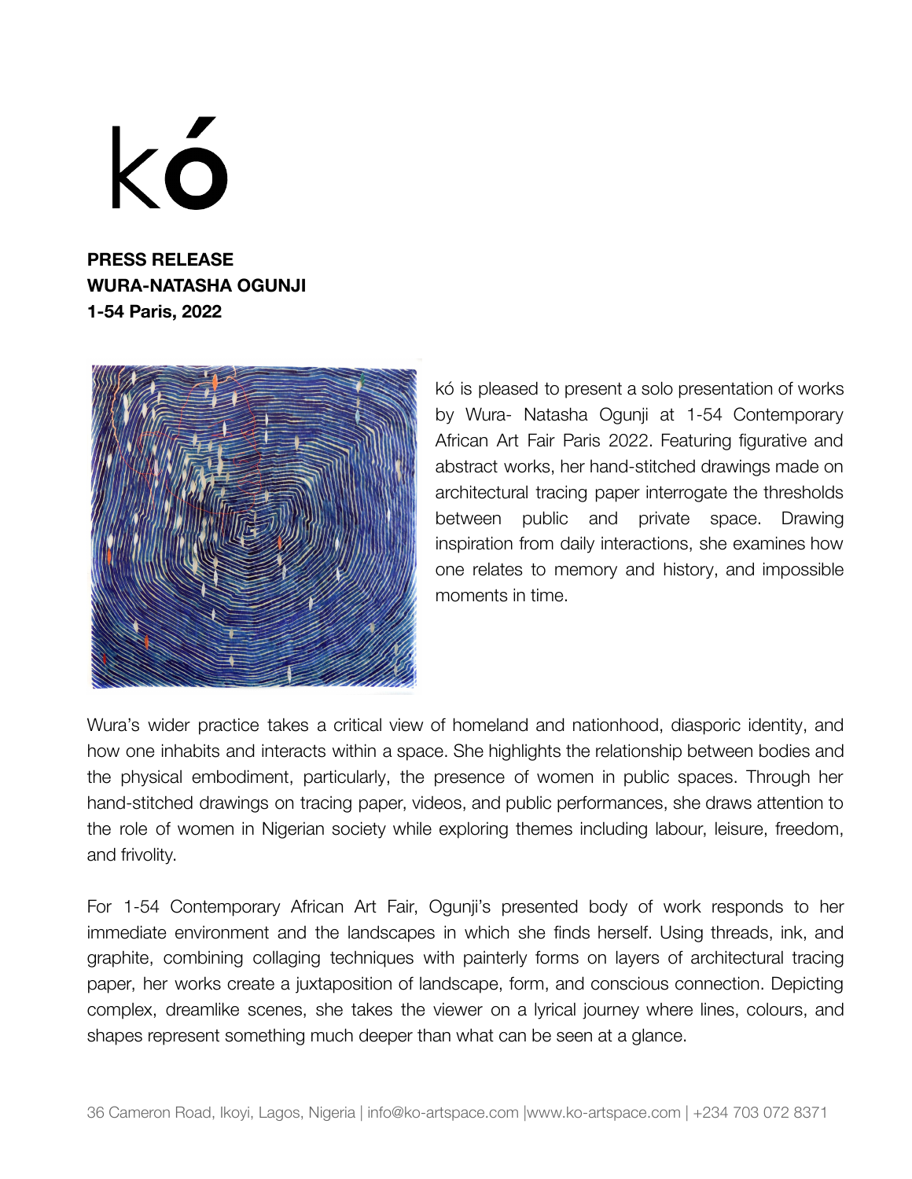# kó

**PRESS RELEASE**
**WURA-NATASHA OGUNJI**
**1-54 Paris, 2022**

kó is pleased to present a solo presentation of works by Wura- Natasha Ogunji at 1-54 Contemporary African Art Fair Paris 2022. Featuring figurative and abstract works, her hand-stitched drawings made on architectural tracing paper interrogate the thresholds between public and private space. Drawing inspiration from daily interactions, she examines how one relates to memory and history, and impossible moments in time.

Wura's wider practice takes a critical view of homeland and nationhood, diasporic identity, and how one inhabits and interacts within a space. She highlights the relationship between bodies and the physical embodiment, particularly, the presence of women in public spaces. Through her hand-stitched drawings on tracing paper, videos, and public performances, she draws attention to the role of women in Nigerian society while exploring themes including labour, leisure, freedom, and frivolity.

For 1-54 Contemporary African Art Fair, Ogunji's presented body of work responds to her immediate environment and the landscapes in which she finds herself. Using threads, ink, and graphite, combining collaging techniques with painterly forms on layers of architectural tracing paper, her works create a juxtaposition of landscape, form, and conscious connection. Depicting complex, dreamlike scenes, she takes the viewer on a lyrical journey where lines, colours, and shapes represent something much deeper than what can be seen at a glance.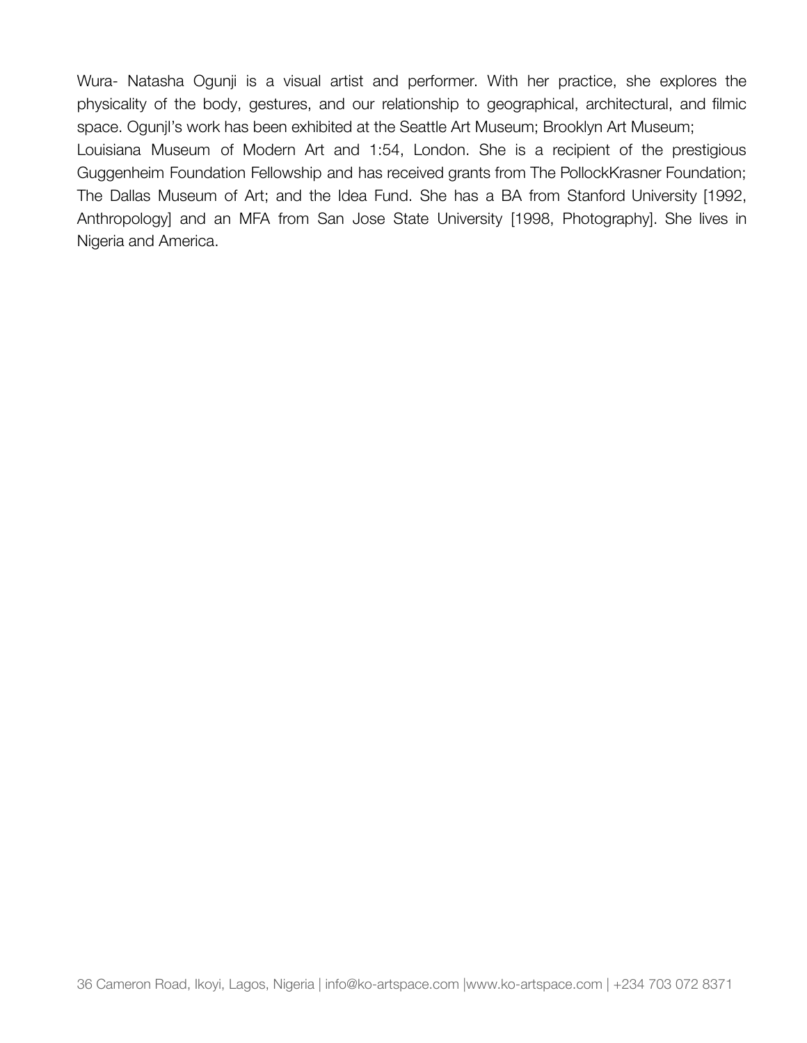Wura- Natasha Ogunji is a visual artist and performer. With her practice, she explores the physicality of the body, gestures, and our relationship to geographical, architectural, and filmic space. OgunjI's work has been exhibited at the Seattle Art Museum; Brooklyn Art Museum; Louisiana Museum of Modern Art and 1:54, London. She is a recipient of the prestigious Guggenheim Foundation Fellowship and has received grants from The PollockKrasner Foundation; The Dallas Museum of Art; and the Idea Fund. She has a BA from Stanford University [1992, Anthropology] and an MFA from San Jose State University [1998, Photography]. She lives in Nigeria and America.